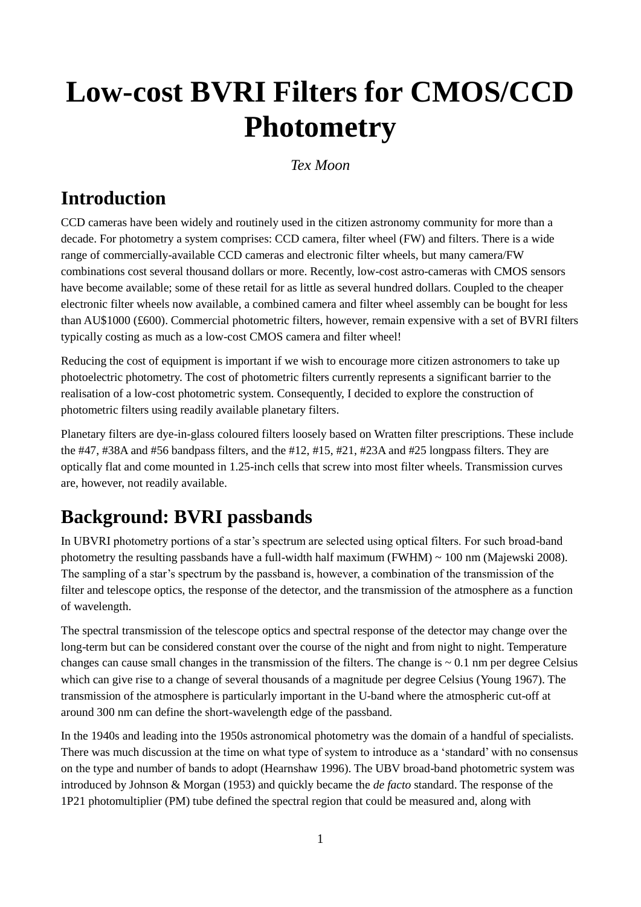# Low-cost BVRI Filters for CMOS/CCD Photometry

*Tex Moon*

## Introduction

CCD cameras have been widely and routinely used in the citizen astronomy community for more than a decade. For photometry a system comprises: CCD camera, filter wheel (FW) and filters. There is a wide range of commercially-available CCD cameras and electronic filter wheels, but many camera/FW combinations cost several thousand dollars or more. Recently, low-cost astro-cameras with CMOS sensors have become available; some of these retail for as little as several hundred dollars. Coupled to the cheaper electronic filter wheels now available, a combined camera and filter wheel assembly can be bought for less than AU$1000 (£600). Commercial photometric filters, however, remain expensive with a set of BVRI filters typically costing as much as a low-cost CMOS camera and filter wheel!

Reducing the cost of equipment is important if we wish to encourage more citizen astronomers to take up photoelectric photometry. The cost of photometric filters currently represents a significant barrier to the realisation of a low-cost photometric system. Consequently, I decided to explore the construction of photometric filters using readily available planetary filters.

Planetary filters are dye-in-glass coloured filters loosely based on Wratten filter prescriptions. These include the #47, #38A and #56 bandpass filters, and the #12, #15, #21, #23A and #25 longpass filters. They are optically flat and come mounted in 1.25-inch cells that screw into most filter wheels. Transmission curves are, however, not readily available.

## Background: BVRI passbands

In UBVRI photometry portions of a star's spectrum are selected using optical filters. For such broad-band photometry the resulting passbands have a full-width half maximum (FWHM) ~ 100 nm (Majewski 2008). The sampling of a star's spectrum by the passband is, however, a combination of the transmission of the filter and telescope optics, the response of the detector, and the transmission of the atmosphere as a function of wavelength.

The spectral transmission of the telescope optics and spectral response of the detector may change over the long-term but can be considered constant over the course of the night and from night to night. Temperature changes can cause small changes in the transmission of the filters. The change is ~ 0.1 nm per degree Celsius which can give rise to a change of several thousands of a magnitude per degree Celsius (Young 1967). The transmission of the atmosphere is particularly important in the U-band where the atmospheric cut-off at around 300 nm can define the short-wavelength edge of the passband.

In the 1940s and leading into the 1950s astronomical photometry was the domain of a handful of specialists. There was much discussion at the time on what type of system to introduce as a 'standard' with no consensus on the type and number of bands to adopt (Hearnshaw 1996). The UBV broad-band photometric system was introduced by Johnson & Morgan (1953) and quickly became the *de facto* standard. The response of the 1P21 photomultiplier (PM) tube defined the spectral region that could be measured and, along with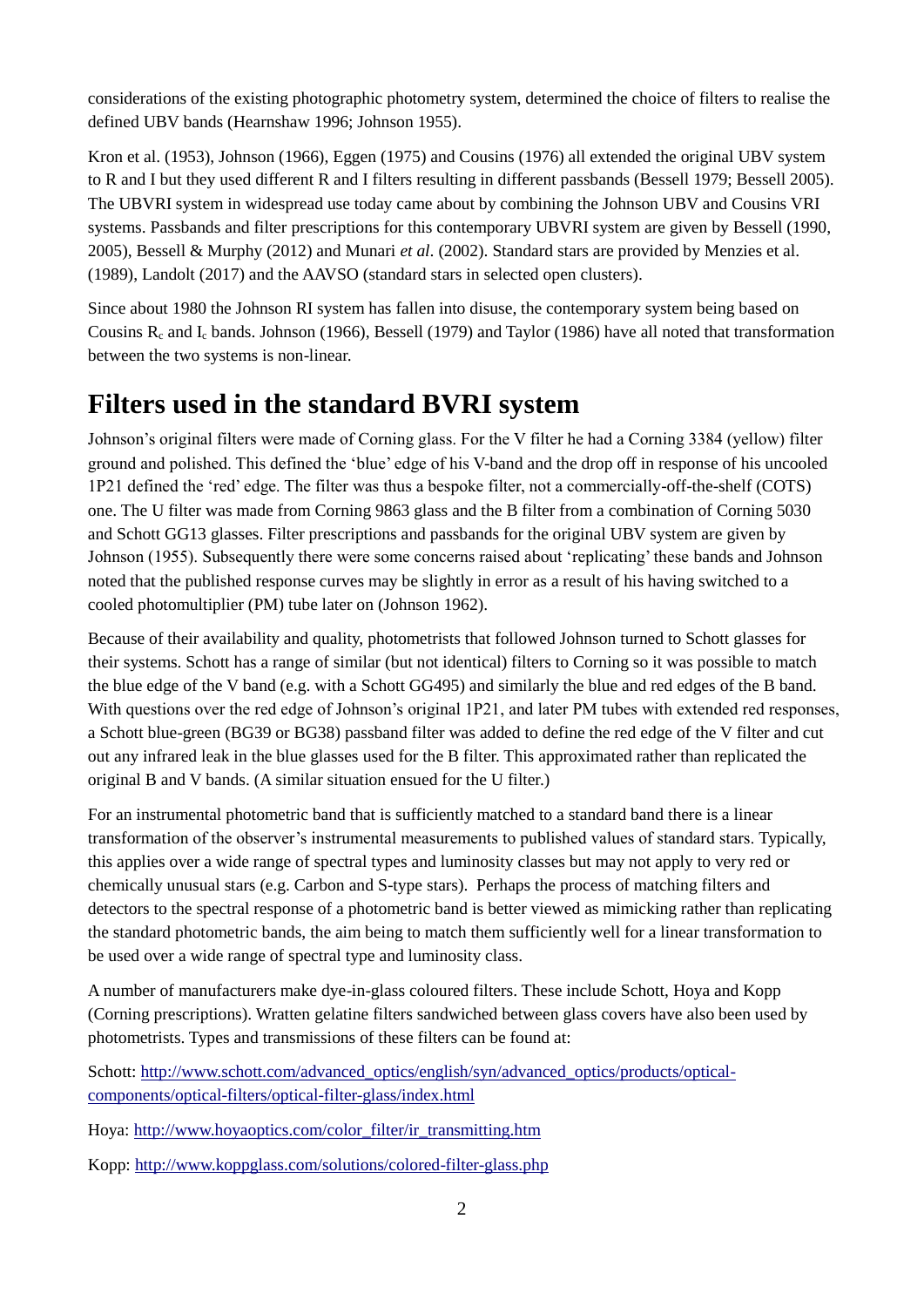considerations of the existing photographic photometry system, determined the choice of filters to realise the defined UBV bands (Hearnshaw 1996; Johnson 1955).

Kron et al. (1953), Johnson (1966), Eggen (1975) and Cousins (1976) all extended the original UBV system to R and I but they used different R and I filters resulting in different passbands (Bessell 1979; Bessell 2005). The UBVRI system in widespread use today came about by combining the Johnson UBV and Cousins VRI systems. Passbands and filter prescriptions for this contemporary UBVRI system are given by Bessell (1990, 2005), Bessell & Murphy (2012) and Munari *et al*. (2002). Standard stars are provided by Menzies et al. (1989), Landolt (2017) and the AAVSO (standard stars in selected open clusters).

Since about 1980 the Johnson RI system has fallen into disuse, the contemporary system being based on Cousins $R_c$ and $I_c$ bands. Johnson (1966), Bessell (1979) and Taylor (1986) have all noted that transformation between the two systems is non-linear.

# Filters used in the standard BVRI system

Johnson's original filters were made of Corning glass. For the V filter he had a Corning 3384 (yellow) filter ground and polished. This defined the 'blue' edge of his V-band and the drop off in response of his uncooled 1P21 defined the 'red' edge. The filter was thus a bespoke filter, not a commercially-off-the-shelf (COTS) one. The U filter was made from Corning 9863 glass and the B filter from a combination of Corning 5030 and Schott GG13 glasses. Filter prescriptions and passbands for the original UBV system are given by Johnson (1955). Subsequently there were some concerns raised about 'replicating' these bands and Johnson noted that the published response curves may be slightly in error as a result of his having switched to a cooled photomultiplier (PM) tube later on (Johnson 1962).

Because of their availability and quality, photometrists that followed Johnson turned to Schott glasses for their systems. Schott has a range of similar (but not identical) filters to Corning so it was possible to match the blue edge of the V band (e.g. with a Schott GG495) and similarly the blue and red edges of the B band. With questions over the red edge of Johnson's original 1P21, and later PM tubes with extended red responses, a Schott blue-green (BG39 or BG38) passband filter was added to define the red edge of the V filter and cut out any infrared leak in the blue glasses used for the B filter. This approximated rather than replicated the original B and V bands. (A similar situation ensued for the U filter.)

For an instrumental photometric band that is sufficiently matched to a standard band there is a linear transformation of the observer's instrumental measurements to published values of standard stars. Typically, this applies over a wide range of spectral types and luminosity classes but may not apply to very red or chemically unusual stars (e.g. Carbon and S-type stars). Perhaps the process of matching filters and detectors to the spectral response of a photometric band is better viewed as mimicking rather than replicating the standard photometric bands, the aim being to match them sufficiently well for a linear transformation to be used over a wide range of spectral type and luminosity class.

A number of manufacturers make dye-in-glass coloured filters. These include Schott, Hoya and Kopp (Corning prescriptions). Wratten gelatine filters sandwiched between glass covers have also been used by photometrists. Types and transmissions of these filters can be found at:

Schott: http://www.schott.com/advanced_optics/english/syn/advanced_optics/products/optical-components/optical-filters/optical-filter-glass/index.html

Hoya: http://www.hoyaoptics.com/color_filter/ir_transmitting.htm

Kopp: http://www.koppglass.com/solutions/colored-filter-glass.php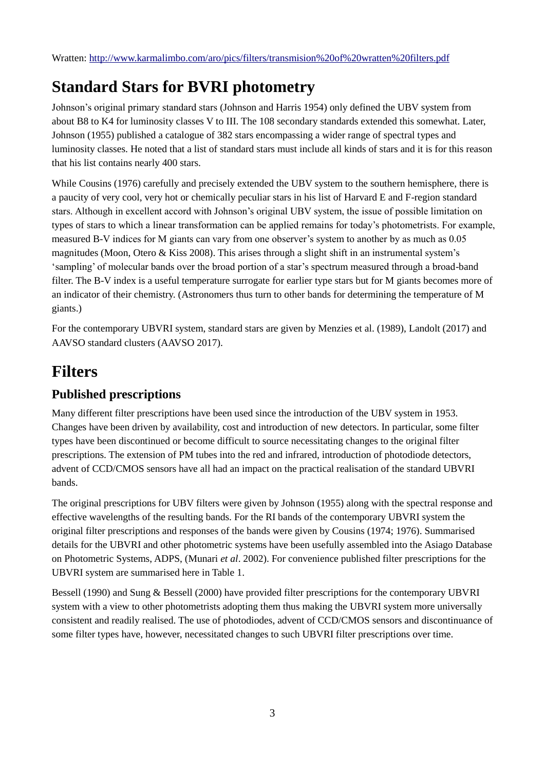Wratten: [http://www.karmalimbo.com/aro/pics/filters/transmision%20of%20wratten%20filters.pdf](http://www.karmalimbo.com/aro/pics/filters/transmision%20of%20wratten%20filters.pdf)

# Standard Stars for BVRI photometry

Johnson's original primary standard stars (Johnson and Harris 1954) only defined the UBV system from about B8 to K4 for luminosity classes V to III. The 108 secondary standards extended this somewhat. Later, Johnson (1955) published a catalogue of 382 stars encompassing a wider range of spectral types and luminosity classes. He noted that a list of standard stars must include all kinds of stars and it is for this reason that his list contains nearly 400 stars.

While Cousins (1976) carefully and precisely extended the UBV system to the southern hemisphere, there is a paucity of very cool, very hot or chemically peculiar stars in his list of Harvard E and F-region standard stars. Although in excellent accord with Johnson's original UBV system, the issue of possible limitation on types of stars to which a linear transformation can be applied remains for today's photometrists. For example, measured B-V indices for M giants can vary from one observer's system to another by as much as 0.05 magnitudes (Moon, Otero & Kiss 2008). This arises through a slight shift in an instrumental system's 'sampling' of molecular bands over the broad portion of a star's spectrum measured through a broad-band filter. The B-V index is a useful temperature surrogate for earlier type stars but for M giants becomes more of an indicator of their chemistry. (Astronomers thus turn to other bands for determining the temperature of M giants.)

For the contemporary UBVRI system, standard stars are given by Menzies et al. (1989), Landolt (2017) and AAVSO standard clusters (AAVSO 2017).

# Filters

## Published prescriptions

Many different filter prescriptions have been used since the introduction of the UBV system in 1953. Changes have been driven by availability, cost and introduction of new detectors. In particular, some filter types have been discontinued or become difficult to source necessitating changes to the original filter prescriptions. The extension of PM tubes into the red and infrared, introduction of photodiode detectors, advent of CCD/CMOS sensors have all had an impact on the practical realisation of the standard UBVRI bands.

The original prescriptions for UBV filters were given by Johnson (1955) along with the spectral response and effective wavelengths of the resulting bands. For the RI bands of the contemporary UBVRI system the original filter prescriptions and responses of the bands were given by Cousins (1974; 1976). Summarised details for the UBVRI and other photometric systems have been usefully assembled into the Asiago Database on Photometric Systems, ADPS, (Munari *et al*. 2002). For convenience published filter prescriptions for the UBVRI system are summarised here in Table 1.

Bessell (1990) and Sung & Bessell (2000) have provided filter prescriptions for the contemporary UBVRI system with a view to other photometrists adopting them thus making the UBVRI system more universally consistent and readily realised. The use of photodiodes, advent of CCD/CMOS sensors and discontinuance of some filter types have, however, necessitated changes to such UBVRI filter prescriptions over time.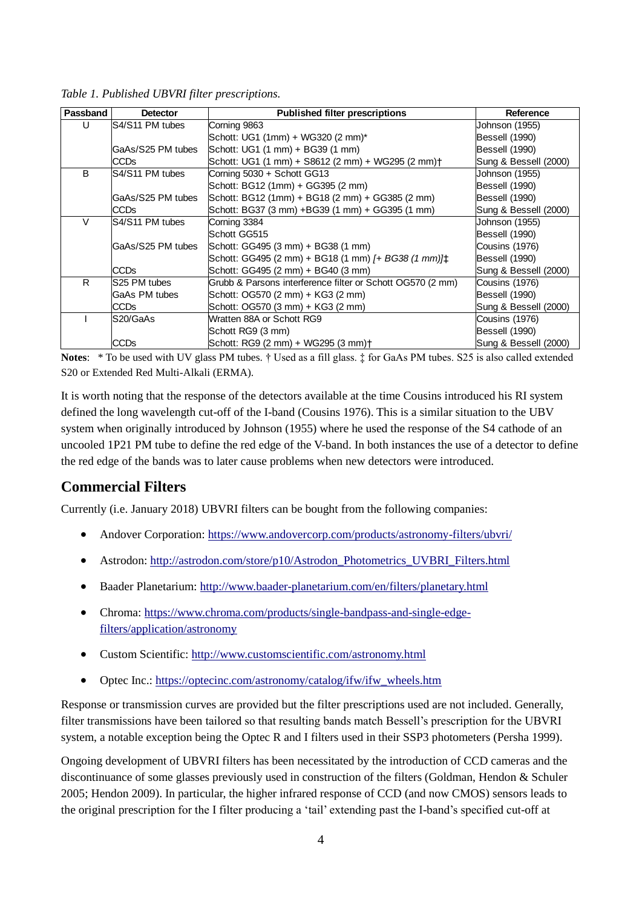*Table 1. Published UBVRI filter prescriptions.*

| Passband | Detector | Published filter prescriptions | Reference |
|---|---|---|---|
| U | S4/S11 PM tubes | Corning 9863 | Johnson (1955) |
| | | Schott: UG1 (1mm) + WG320 (2 mm)* | Bessell (1990) |
| | GaAs/S25 PM tubes | Schott: UG1 (1 mm) + BG39 (1 mm) | Bessell (1990) |
| | CCDs | Schott: UG1 (1 mm) + S8612 (2 mm) + WG295 (2 mm)† | Sung & Bessell (2000) |
| B | S4/S11 PM tubes | Corning 5030 + Schott GG13 | Johnson (1955) |
| | | Schott: BG12 (1mm) + GG395 (2 mm) | Bessell (1990) |
| | GaAs/S25 PM tubes | Schott: BG12 (1mm) + BG18 (2 mm) + GG385 (2 mm) | Bessell (1990) |
| | CCDs | Schott: BG37 (3 mm) +BG39 (1 mm) + GG395 (1 mm) | Sung & Bessell (2000) |
| V | S4/S11 PM tubes | Corning 3384 | Johnson (1955) |
| | | Schott GG515 | Bessell (1990) |
| | GaAs/S25 PM tubes | Schott: GG495 (3 mm) + BG38 (1 mm) | Cousins (1976) |
| | | Schott: GG495 (2 mm) + BG18 (1 mm) *[+ BG38 (1 mm)]*‡ | Bessell (1990) |
| | CCDs | Schott: GG495 (2 mm) + BG40 (3 mm) | Sung & Bessell (2000) |
| R | S25 PM tubes | Grubb & Parsons interference filter or Schott OG570 (2 mm) | Cousins (1976) |
| | GaAs PM tubes | Schott: OG570 (2 mm) + KG3 (2 mm) | Bessell (1990) |
| | CCDs | Schott: OG570 (3 mm) + KG3 (2 mm) | Sung & Bessell (2000) |
| I | S20/GaAs | Wratten 88A or Schott RG9 | Cousins (1976) |
| | | Schott RG9 (3 mm) | Bessell (1990) |
| | CCDs | Schott: RG9 (2 mm) + WG295 (3 mm)† | Sung & Bessell (2000) |

**Notes**: * To be used with UV glass PM tubes. † Used as a fill glass. ‡ for GaAs PM tubes. S25 is also called extended S20 or Extended Red Multi-Alkali (ERMA).

It is worth noting that the response of the detectors available at the time Cousins introduced his RI system defined the long wavelength cut-off of the I-band (Cousins 1976). This is a similar situation to the UBV system when originally introduced by Johnson (1955) where he used the response of the S4 cathode of an uncooled 1P21 PM tube to define the red edge of the V-band. In both instances the use of a detector to define the red edge of the bands was to later cause problems when new detectors were introduced.

## Commercial Filters

Currently (i.e. January 2018) UBVRI filters can be bought from the following companies:

- Andover Corporation: https://www.andovercorp.com/products/astronomy-filters/ubvri/
- Astrodon: http://astrodon.com/store/p10/Astrodon_Photometrics_UVBRI_Filters.html
- Baader Planetarium: http://www.baader-planetarium.com/en/filters/planetary.html
- Chroma: https://www.chroma.com/products/single-bandpass-and-single-edge-filters/application/astronomy
- Custom Scientific: http://www.customscientific.com/astronomy.html
- Optec Inc.: https://optecinc.com/astronomy/catalog/ifw/ifw_wheels.htm

Response or transmission curves are provided but the filter prescriptions used are not included. Generally, filter transmissions have been tailored so that resulting bands match Bessell's prescription for the UBVRI system, a notable exception being the Optec R and I filters used in their SSP3 photometers (Persha 1999).

Ongoing development of UBVRI filters has been necessitated by the introduction of CCD cameras and the discontinuance of some glasses previously used in construction of the filters (Goldman, Hendon & Schuler 2005; Hendon 2009). In particular, the higher infrared response of CCD (and now CMOS) sensors leads to the original prescription for the I filter producing a 'tail' extending past the I-band's specified cut-off at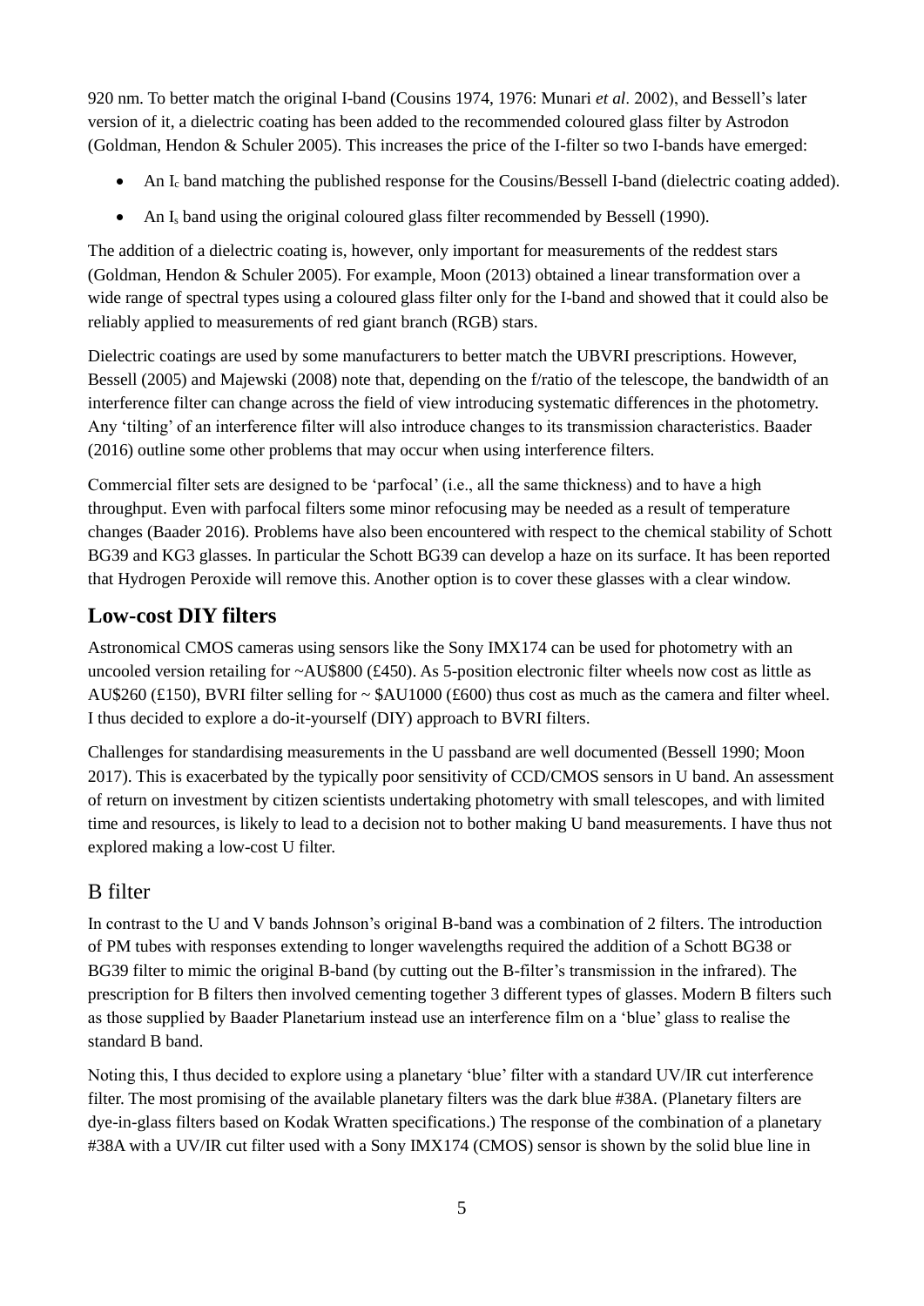920 nm. To better match the original I-band (Cousins 1974, 1976: Munari *et al*. 2002), and Bessell's later version of it, a dielectric coating has been added to the recommended coloured glass filter by Astrodon (Goldman, Hendon & Schuler 2005). This increases the price of the I-filter so two I-bands have emerged:

- An $I_c$ band matching the published response for the Cousins/Bessell I-band (dielectric coating added).
- An $I_s$ band using the original coloured glass filter recommended by Bessell (1990).

The addition of a dielectric coating is, however, only important for measurements of the reddest stars (Goldman, Hendon & Schuler 2005). For example, Moon (2013) obtained a linear transformation over a wide range of spectral types using a coloured glass filter only for the I-band and showed that it could also be reliably applied to measurements of red giant branch (RGB) stars.

Dielectric coatings are used by some manufacturers to better match the UBVRI prescriptions. However, Bessell (2005) and Majewski (2008) note that, depending on the f/ratio of the telescope, the bandwidth of an interference filter can change across the field of view introducing systematic differences in the photometry. Any 'tilting' of an interference filter will also introduce changes to its transmission characteristics. Baader (2016) outline some other problems that may occur when using interference filters.

Commercial filter sets are designed to be 'parfocal' (i.e., all the same thickness) and to have a high throughput. Even with parfocal filters some minor refocusing may be needed as a result of temperature changes (Baader 2016). Problems have also been encountered with respect to the chemical stability of Schott BG39 and KG3 glasses. In particular the Schott BG39 can develop a haze on its surface. It has been reported that Hydrogen Peroxide will remove this. Another option is to cover these glasses with a clear window.

## Low-cost DIY filters

Astronomical CMOS cameras using sensors like the Sony IMX174 can be used for photometry with an uncooled version retailing for ~AU$800 (£450). As 5-position electronic filter wheels now cost as little as AU$260 (£150), BVRI filter selling for ~ $AU1000 (£600) thus cost as much as the camera and filter wheel. I thus decided to explore a do-it-yourself (DIY) approach to BVRI filters.

Challenges for standardising measurements in the U passband are well documented (Bessell 1990; Moon 2017). This is exacerbated by the typically poor sensitivity of CCD/CMOS sensors in U band. An assessment of return on investment by citizen scientists undertaking photometry with small telescopes, and with limited time and resources, is likely to lead to a decision not to bother making U band measurements. I have thus not explored making a low-cost U filter.

### B filter

In contrast to the U and V bands Johnson's original B-band was a combination of 2 filters. The introduction of PM tubes with responses extending to longer wavelengths required the addition of a Schott BG38 or BG39 filter to mimic the original B-band (by cutting out the B-filter's transmission in the infrared). The prescription for B filters then involved cementing together 3 different types of glasses. Modern B filters such as those supplied by Baader Planetarium instead use an interference film on a 'blue' glass to realise the standard B band.

Noting this, I thus decided to explore using a planetary 'blue' filter with a standard UV/IR cut interference filter. The most promising of the available planetary filters was the dark blue #38A. (Planetary filters are dye-in-glass filters based on Kodak Wratten specifications.) The response of the combination of a planetary #38A with a UV/IR cut filter used with a Sony IMX174 (CMOS) sensor is shown by the solid blue line in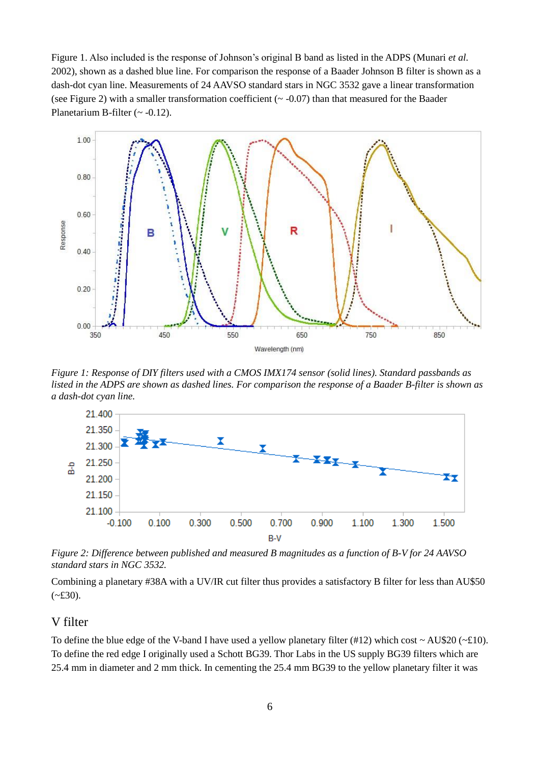Figure 1. Also included is the response of Johnson's original B band as listed in the ADPS (Munari *et al.* 2002), shown as a dashed blue line. For comparison the response of a Baader Johnson B filter is shown as a dash-dot cyan line. Measurements of 24 AAVSO standard stars in NGC 3532 gave a linear transformation (see Figure 2) with a smaller transformation coefficient (~ -0.07) than that measured for the Baader Planetarium B-filter (~ -0.12).

*Figure 1: Response of DIY filters used with a CMOS IMX174 sensor (solid lines). Standard passbands as listed in the ADPS are shown as dashed lines. For comparison the response of a Baader B-filter is shown as a dash-dot cyan line.*

*Figure 2: Difference between published and measured B magnitudes as a function of B-V for 24 AAVSO standard stars in NGC 3532.*

Combining a planetary #38A with a UV/IR cut filter thus provides a satisfactory B filter for less than AU$50 (~£30).

## V filter

To define the blue edge of the V-band I have used a yellow planetary filter (#12) which cost ~ AU$20 (~£10). To define the red edge I originally used a Schott BG39. Thor Labs in the US supply BG39 filters which are 25.4 mm in diameter and 2 mm thick. In cementing the 25.4 mm BG39 to the yellow planetary filter it was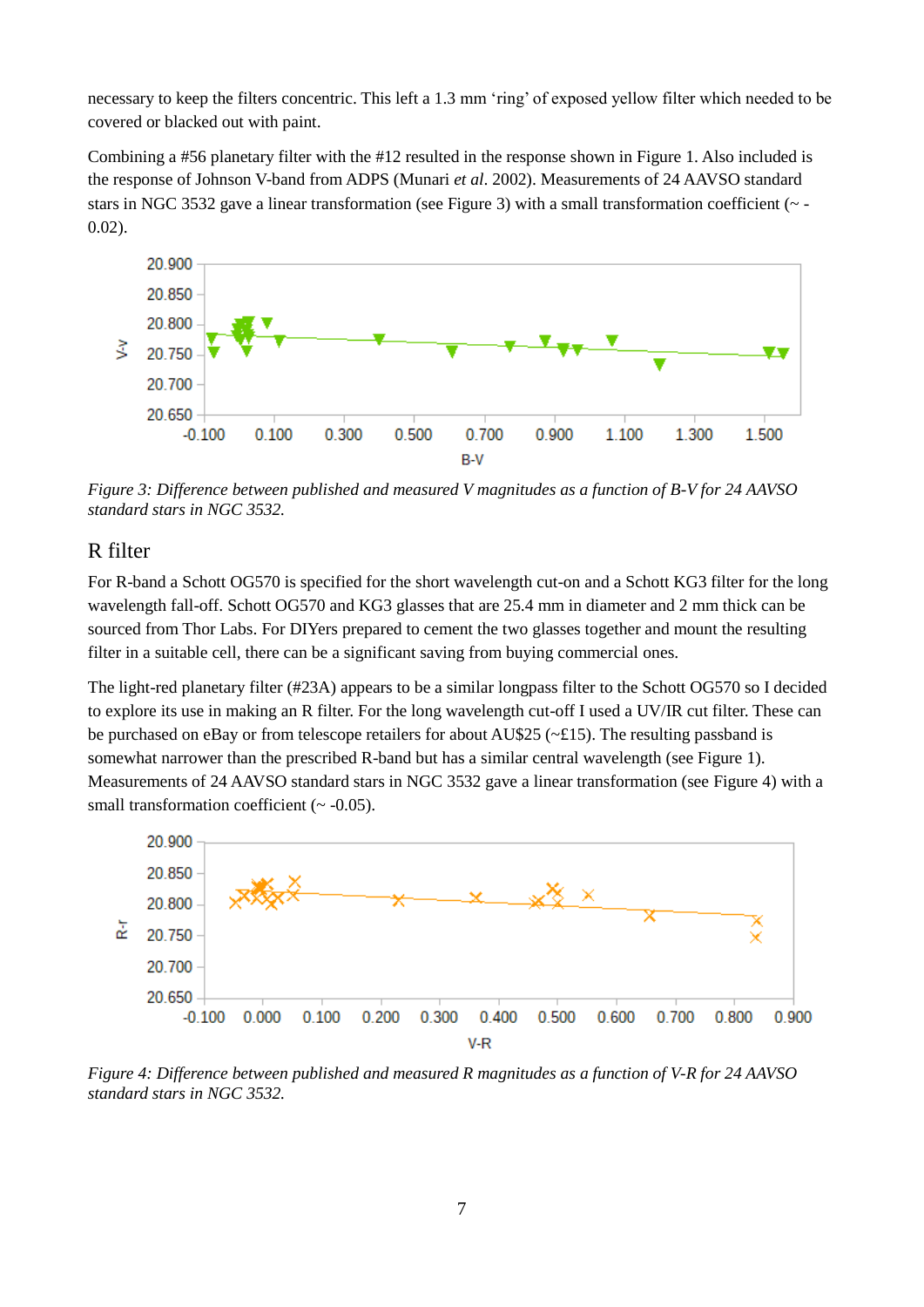necessary to keep the filters concentric. This left a 1.3 mm 'ring' of exposed yellow filter which needed to be covered or blacked out with paint.

Combining a #56 planetary filter with the #12 resulted in the response shown in Figure 1. Also included is the response of Johnson V-band from ADPS (Munari *et al*. 2002). Measurements of 24 AAVSO standard stars in NGC 3532 gave a linear transformation (see Figure 3) with a small transformation coefficient (~ -0.02).

*Figure 3: Difference between published and measured V magnitudes as a function of B-V for 24 AAVSO standard stars in NGC 3532.*

## R filter

For R-band a Schott OG570 is specified for the short wavelength cut-on and a Schott KG3 filter for the long wavelength fall-off. Schott OG570 and KG3 glasses that are 25.4 mm in diameter and 2 mm thick can be sourced from Thor Labs. For DIYers prepared to cement the two glasses together and mount the resulting filter in a suitable cell, there can be a significant saving from buying commercial ones.

The light-red planetary filter (#23A) appears to be a similar longpass filter to the Schott OG570 so I decided to explore its use in making an R filter. For the long wavelength cut-off I used a UV/IR cut filter. These can be purchased on eBay or from telescope retailers for about AU$25 (~£15). The resulting passband is somewhat narrower than the prescribed R-band but has a similar central wavelength (see Figure 1). Measurements of 24 AAVSO standard stars in NGC 3532 gave a linear transformation (see Figure 4) with a small transformation coefficient (~ -0.05).

*Figure 4: Difference between published and measured R magnitudes as a function of V-R for 24 AAVSO standard stars in NGC 3532.*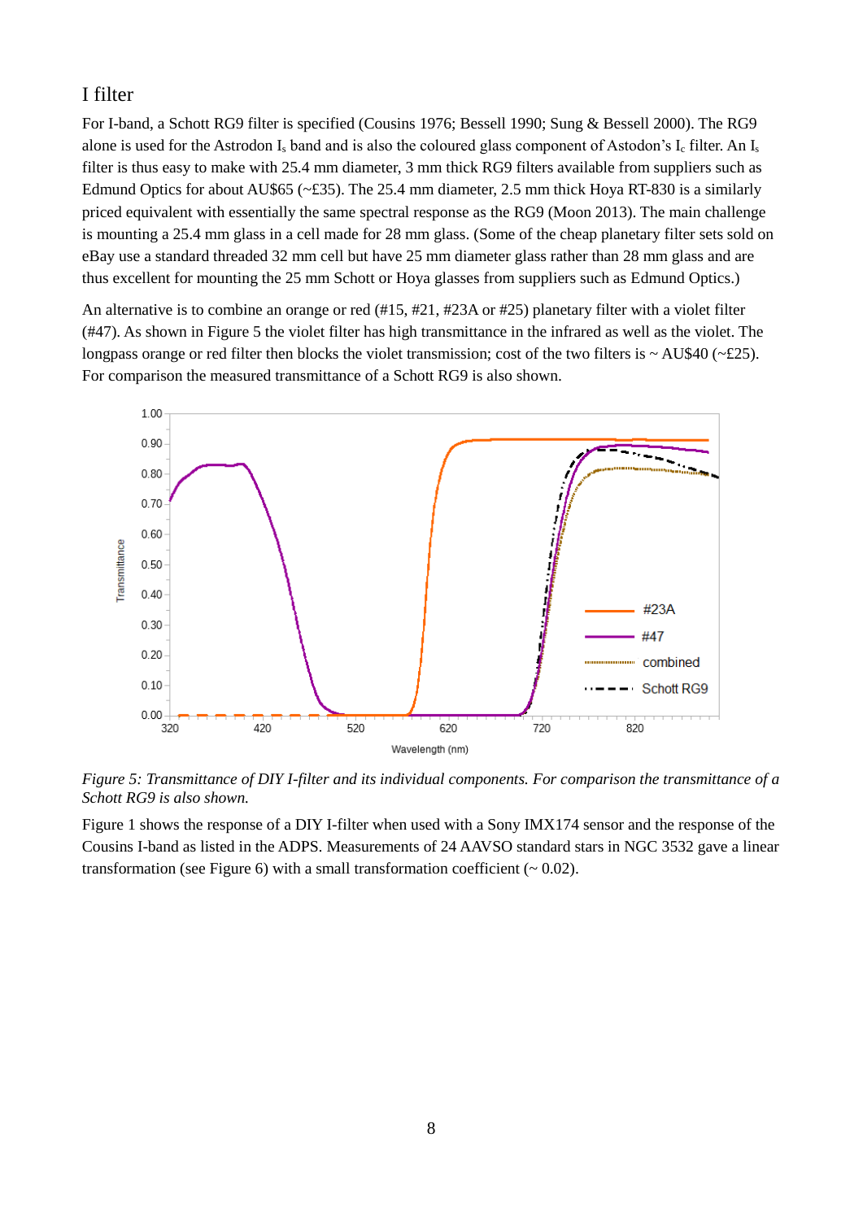## I filter

For I-band, a Schott RG9 filter is specified (Cousins 1976; Bessell 1990; Sung & Bessell 2000). The RG9 alone is used for the Astrodon $I_s$ band and is also the coloured glass component of Astodon's $I_c$ filter. An $I_s$ filter is thus easy to make with 25.4 mm diameter, 3 mm thick RG9 filters available from suppliers such as Edmund Optics for about AU\$65 (~£35). The 25.4 mm diameter, 2.5 mm thick Hoya RT-830 is a similarly priced equivalent with essentially the same spectral response as the RG9 (Moon 2013). The main challenge is mounting a 25.4 mm glass in a cell made for 28 mm glass. (Some of the cheap planetary filter sets sold on eBay use a standard threaded 32 mm cell but have 25 mm diameter glass rather than 28 mm glass and are thus excellent for mounting the 25 mm Schott or Hoya glasses from suppliers such as Edmund Optics.)

An alternative is to combine an orange or red (#15, #21, #23A or #25) planetary filter with a violet filter (#47). As shown in Figure 5 the violet filter has high transmittance in the infrared as well as the violet. The longpass orange or red filter then blocks the violet transmission; cost of the two filters is ~ AU\$40 (~£25). For comparison the measured transmittance of a Schott RG9 is also shown.

*Figure 5: Transmittance of DIY I-filter and its individual components. For comparison the transmittance of a Schott RG9 is also shown.*

Figure 1 shows the response of a DIY I-filter when used with a Sony IMX174 sensor and the response of the Cousins I-band as listed in the ADPS. Measurements of 24 AAVSO standard stars in NGC 3532 gave a linear transformation (see Figure 6) with a small transformation coefficient (~ 0.02).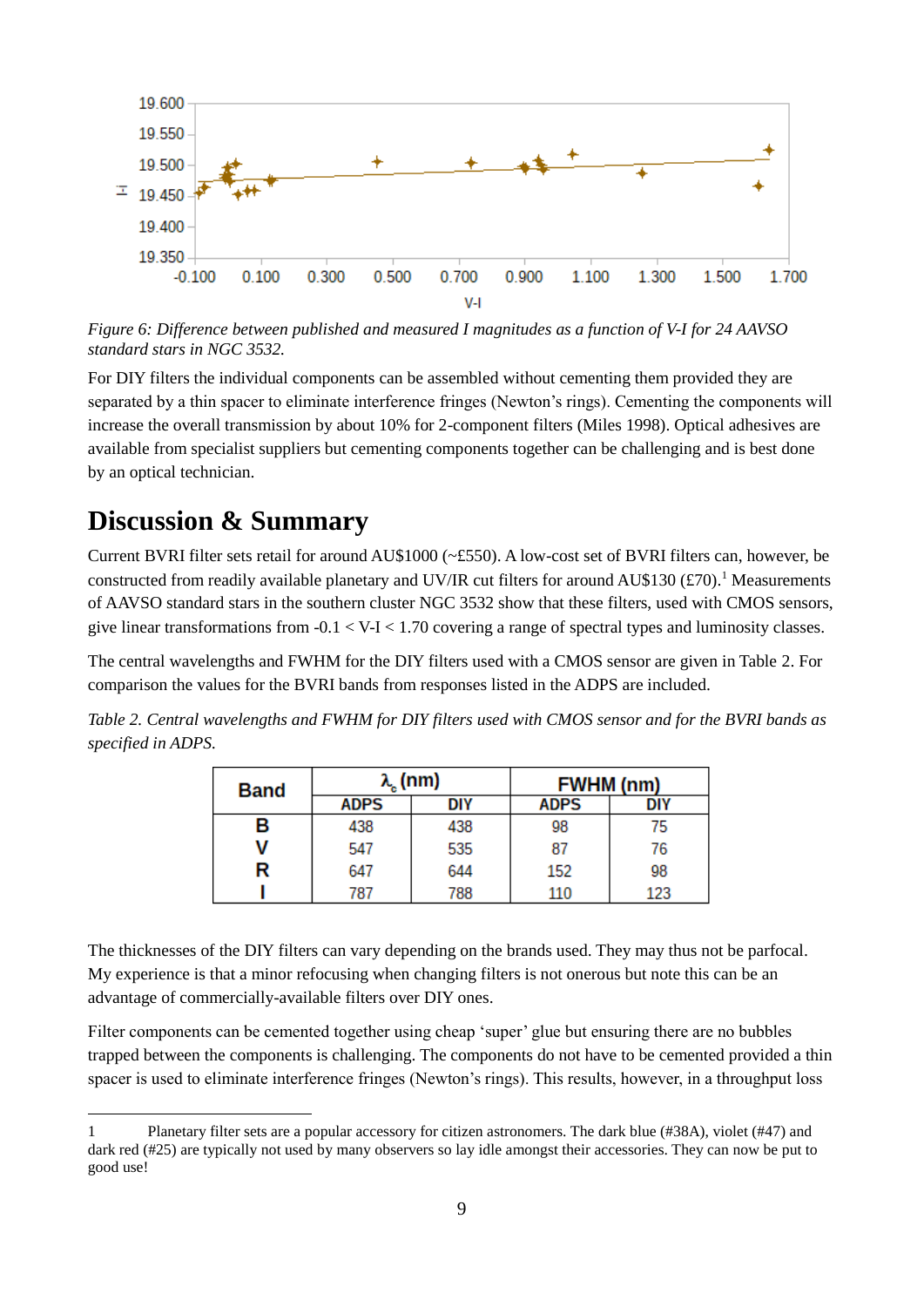*Figure 6: Difference between published and measured I magnitudes as a function of V-I for 24 AAVSO standard stars in NGC 3532.*

For DIY filters the individual components can be assembled without cementing them provided they are separated by a thin spacer to eliminate interference fringes (Newton's rings). Cementing the components will increase the overall transmission by about 10% for 2-component filters (Miles 1998). Optical adhesives are available from specialist suppliers but cementing components together can be challenging and is best done by an optical technician.

## Discussion & Summary

Current BVRI filter sets retail for around AU$1000 (~£550). A low-cost set of BVRI filters can, however, be constructed from readily available planetary and UV/IR cut filters for around AU$130 (£70).[1] Measurements of AAVSO standard stars in the southern cluster NGC 3532 show that these filters, used with CMOS sensors, give linear transformations from -0.1 < V-I < 1.70 covering a range of spectral types and luminosity classes.

The central wavelengths and FWHM for the DIY filters used with a CMOS sensor are given in Table 2. For comparison the values for the BVRI bands from responses listed in the ADPS are included.

*Table 2. Central wavelengths and FWHM for DIY filters used with CMOS sensor and for the BVRI bands as specified in ADPS.*

| Band | $\lambda_c$ (nm) | | FWHM (nm) | |
|---|---|---|---|---|
| | ADPS | DIY | ADPS | DIY |
| **B** | 438 | 438 | 98 | 75 |
| **V** | 547 | 535 | 87 | 76 |
| **R** | 647 | 644 | 152 | 98 |
| **I** | 787 | 788 | 110 | 123 |

The thicknesses of the DIY filters can vary depending on the brands used. They may thus not be parfocal. My experience is that a minor refocusing when changing filters is not onerous but note this can be an advantage of commercially-available filters over DIY ones.

Filter components can be cemented together using cheap 'super' glue but ensuring there are no bubbles trapped between the components is challenging. The components do not have to be cemented provided a thin spacer is used to eliminate interference fringes (Newton's rings). This results, however, in a throughput loss

---

1 Planetary filter sets are a popular accessory for citizen astronomers. The dark blue (#38A), violet (#47) and dark red (#25) are typically not used by many observers so lay idle amongst their accessories. They can now be put to good use!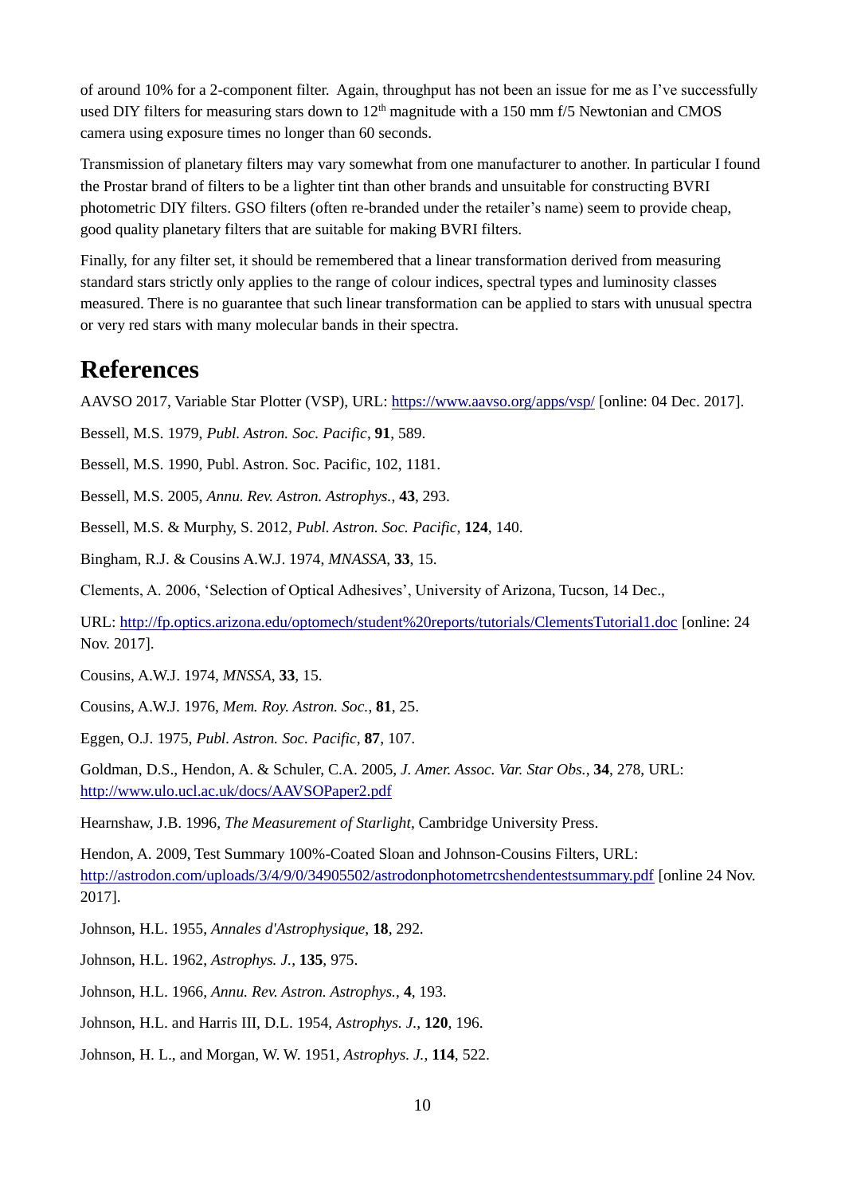of around 10% for a 2-component filter. Again, throughput has not been an issue for me as I've successfully used DIY filters for measuring stars down to 12th magnitude with a 150 mm f/5 Newtonian and CMOS camera using exposure times no longer than 60 seconds.

Transmission of planetary filters may vary somewhat from one manufacturer to another. In particular I found the Prostar brand of filters to be a lighter tint than other brands and unsuitable for constructing BVRI photometric DIY filters. GSO filters (often re-branded under the retailer's name) seem to provide cheap, good quality planetary filters that are suitable for making BVRI filters.

Finally, for any filter set, it should be remembered that a linear transformation derived from measuring standard stars strictly only applies to the range of colour indices, spectral types and luminosity classes measured. There is no guarantee that such linear transformation can be applied to stars with unusual spectra or very red stars with many molecular bands in their spectra.

# References

AAVSO 2017, Variable Star Plotter (VSP), URL: https://www.aavso.org/apps/vsp/ [online: 04 Dec. 2017].

Bessell, M.S. 1979, *Publ. Astron. Soc. Pacific*, **91**, 589.

Bessell, M.S. 1990, Publ. Astron. Soc. Pacific, 102, 1181.

Bessell, M.S. 2005, *Annu. Rev. Astron. Astrophys.*, **43**, 293.

Bessell, M.S. & Murphy, S. 2012, *Publ. Astron. Soc. Pacific*, **124**, 140.

Bingham, R.J. & Cousins A.W.J. 1974, *MNASSA*, **33**, 15.

Clements, A. 2006, 'Selection of Optical Adhesives', University of Arizona, Tucson, 14 Dec.,

URL: http://fp.optics.arizona.edu/optomech/student%20reports/tutorials/ClementsTutorial1.doc [online: 24 Nov. 2017].

Cousins, A.W.J. 1974, *MNSSA*, **33**, 15.

Cousins, A.W.J. 1976, *Mem. Roy. Astron. Soc.*, **81**, 25.

Eggen, O.J. 1975, *Publ. Astron. Soc. Pacific*, **87**, 107.

Goldman, D.S., Hendon, A. & Schuler, C.A. 2005, *J. Amer. Assoc. Var. Star Obs.*, **34**, 278, URL: http://www.ulo.ucl.ac.uk/docs/AAVSOPaper2.pdf

Hearnshaw, J.B. 1996, *The Measurement of Starlight*, Cambridge University Press.

Hendon, A. 2009, Test Summary 100%-Coated Sloan and Johnson-Cousins Filters, URL: http://astrodon.com/uploads/3/4/9/0/34905502/astrodonphotometrcshendentestsummary.pdf [online 24 Nov. 2017].

Johnson, H.L. 1955, *Annales d'Astrophysique*, **18**, 292.

Johnson, H.L. 1962, *Astrophys. J.*, **135**, 975.

Johnson, H.L. 1966, *Annu. Rev. Astron. Astrophys.*, **4**, 193.

Johnson, H.L. and Harris III, D.L. 1954, *Astrophys. J.*, **120**, 196.

Johnson, H. L., and Morgan, W. W. 1951, *Astrophys. J.*, **114**, 522.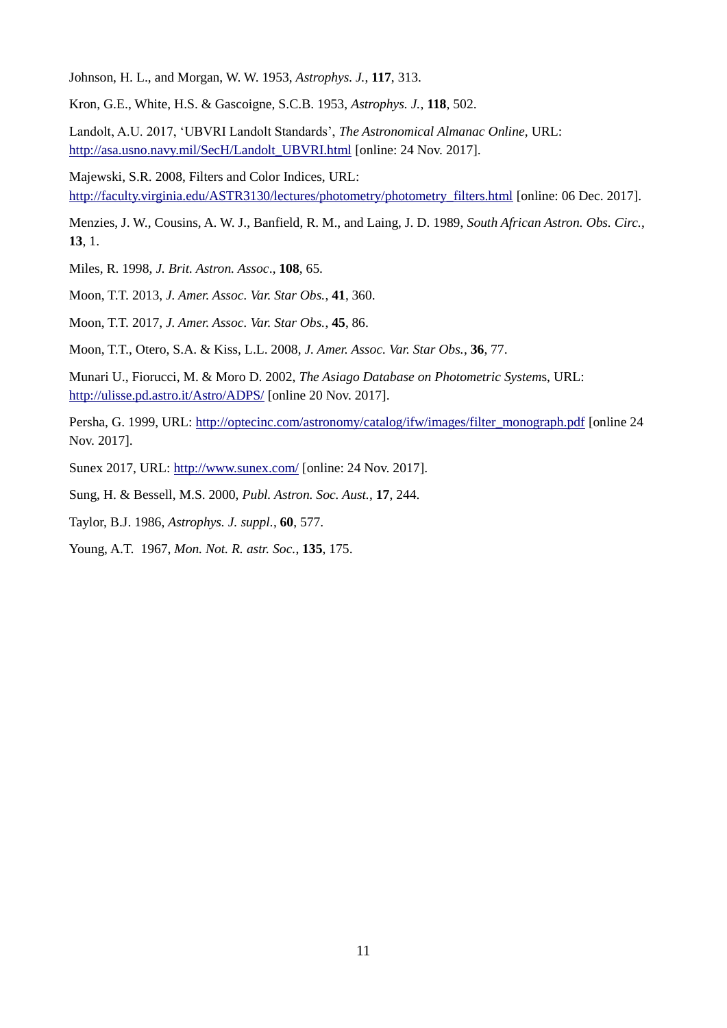Johnson, H. L., and Morgan, W. W. 1953, *Astrophys. J.*, **117**, 313.

Kron, G.E., White, H.S. & Gascoigne, S.C.B. 1953, *Astrophys. J.*, **118**, 502.

Landolt, A.U. 2017, 'UBVRI Landolt Standards', *The Astronomical Almanac Online*, URL: http://asa.usno.navy.mil/SecH/Landolt_UBVRI.html [online: 24 Nov. 2017].

Majewski, S.R. 2008, Filters and Color Indices, URL: http://faculty.virginia.edu/ASTR3130/lectures/photometry/photometry_filters.html [online: 06 Dec. 2017].

Menzies, J. W., Cousins, A. W. J., Banfield, R. M., and Laing, J. D. 1989, *South African Astron. Obs. Circ.*, **13**, 1.

Miles, R. 1998, *J. Brit. Astron. Assoc*., **108**, 65.

Moon, T.T. 2013, *J. Amer. Assoc. Var. Star Obs.*, **41**, 360.

Moon, T.T. 2017, *J. Amer. Assoc. Var. Star Obs.*, **45**, 86.

Moon, T.T., Otero, S.A. & Kiss, L.L. 2008, *J. Amer. Assoc. Var. Star Obs.*, **36**, 77.

Munari U., Fiorucci, M. & Moro D. 2002, *The Asiago Database on Photometric System*s, URL: http://ulisse.pd.astro.it/Astro/ADPS/ [online 20 Nov. 2017].

Persha, G. 1999, URL: http://optecinc.com/astronomy/catalog/ifw/images/filter_monograph.pdf [online 24 Nov. 2017].

Sunex 2017, URL: http://www.sunex.com/ [online: 24 Nov. 2017].

Sung, H. & Bessell, M.S. 2000, *Publ. Astron. Soc. Aust.*, **17**, 244.

Taylor, B.J. 1986, *Astrophys. J. suppl.*, **60**, 577.

Young, A.T. 1967, *Mon. Not. R. astr. Soc.*, **135**, 175.